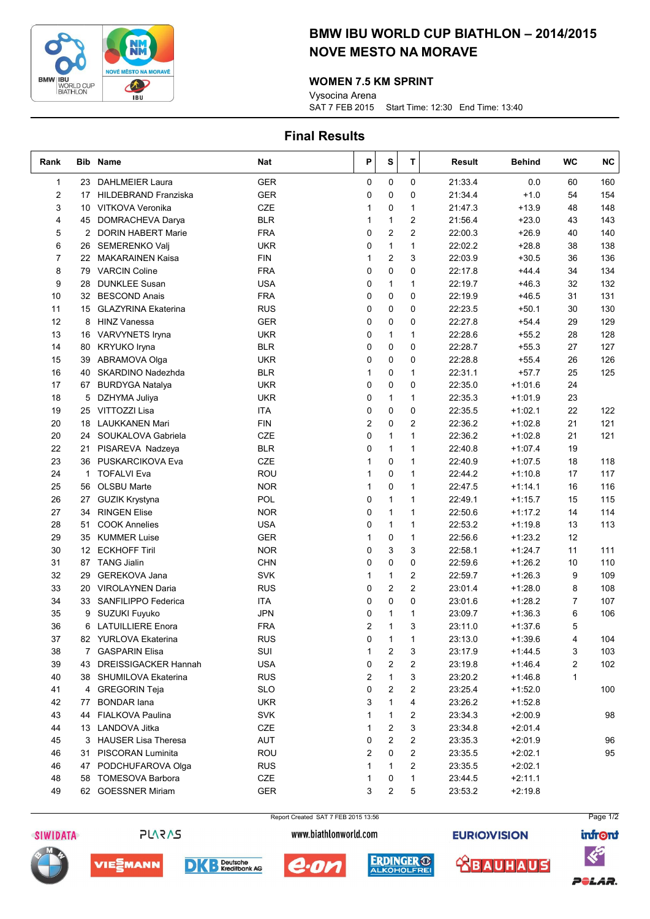# BMW IBU WORLD CUP BIATHLON – 2014/2015
# NOVE MESTO NA MORAVE

### WOMEN 7.5 KM SPRINT

Vysocina Arena

SAT 7 FEB 2015 Start Time: 12:30 End Time: 13:40

## Final Results

| Rank | Bib | Name | Nat | P | S | T | Result | Behind | WC | NC |
|---|---|---|---|---|---|---|---|---|---|---|
| 1 | 23 | DAHLMEIER Laura | GER | 0 | 0 | 0 | 21:33.4 | 0.0 | 60 | 160 |
| 2 | 17 | HILDEBRAND Franziska | GER | 0 | 0 | 0 | 21:34.4 | +1.0 | 54 | 154 |
| 3 | 10 | VITKOVA Veronika | CZE | 1 | 0 | 1 | 21:47.3 | +13.9 | 48 | 148 |
| 4 | 45 | DOMRACHEVA Darya | BLR | 1 | 1 | 2 | 21:56.4 | +23.0 | 43 | 143 |
| 5 | 2 | DORIN HABERT Marie | FRA | 0 | 2 | 2 | 22:00.3 | +26.9 | 40 | 140 |
| 6 | 26 | SEMERENKO Valj | UKR | 0 | 1 | 1 | 22:02.2 | +28.8 | 38 | 138 |
| 7 | 22 | MAKARAINEN Kaisa | FIN | 1 | 2 | 3 | 22:03.9 | +30.5 | 36 | 136 |
| 8 | 79 | VARCIN Coline | FRA | 0 | 0 | 0 | 22:17.8 | +44.4 | 34 | 134 |
| 9 | 28 | DUNKLEE Susan | USA | 0 | 1 | 1 | 22:19.7 | +46.3 | 32 | 132 |
| 10 | 32 | BESCOND Anais | FRA | 0 | 0 | 0 | 22:19.9 | +46.5 | 31 | 131 |
| 11 | 15 | GLAZYRINA Ekaterina | RUS | 0 | 0 | 0 | 22:23.5 | +50.1 | 30 | 130 |
| 12 | 8 | HINZ Vanessa | GER | 0 | 0 | 0 | 22:27.8 | +54.4 | 29 | 129 |
| 13 | 16 | VARVYNETS Iryna | UKR | 0 | 1 | 1 | 22:28.6 | +55.2 | 28 | 128 |
| 14 | 80 | KRYUKO Iryna | BLR | 0 | 0 | 0 | 22:28.7 | +55.3 | 27 | 127 |
| 15 | 39 | ABRAMOVA Olga | UKR | 0 | 0 | 0 | 22:28.8 | +55.4 | 26 | 126 |
| 16 | 40 | SKARDINO Nadezhda | BLR | 1 | 0 | 1 | 22:31.1 | +57.7 | 25 | 125 |
| 17 | 67 | BURDYGA Natalya | UKR | 0 | 0 | 0 | 22:35.0 | +1:01.6 | 24 | |
| 18 | 5 | DZHYMA Juliya | UKR | 0 | 1 | 1 | 22:35.3 | +1:01.9 | 23 | |
| 19 | 25 | VITTOZZI Lisa | ITA | 0 | 0 | 0 | 22:35.5 | +1:02.1 | 22 | 122 |
| 20 | 18 | LAUKKANEN Mari | FIN | 2 | 0 | 2 | 22:36.2 | +1:02.8 | 21 | 121 |
| 20 | 24 | SOUKALOVA Gabriela | CZE | 0 | 1 | 1 | 22:36.2 | +1:02.8 | 21 | 121 |
| 22 | 21 | PISAREVA Nadzeya | BLR | 0 | 1 | 1 | 22:40.8 | +1:07.4 | 19 | |
| 23 | 36 | PUSKARCIKOVA Eva | CZE | 1 | 0 | 1 | 22:40.9 | +1:07.5 | 18 | 118 |
| 24 | 1 | TOFALVI Eva | ROU | 1 | 0 | 1 | 22:44.2 | +1:10.8 | 17 | 117 |
| 25 | 56 | OLSBU Marte | NOR | 1 | 0 | 1 | 22:47.5 | +1:14.1 | 16 | 116 |
| 26 | 27 | GUZIK Krystyna | POL | 0 | 1 | 1 | 22:49.1 | +1:15.7 | 15 | 115 |
| 27 | 34 | RINGEN Elise | NOR | 0 | 1 | 1 | 22:50.6 | +1:17.2 | 14 | 114 |
| 28 | 51 | COOK Annelies | USA | 0 | 1 | 1 | 22:53.2 | +1:19.8 | 13 | 113 |
| 29 | 35 | KUMMER Luise | GER | 1 | 0 | 1 | 22:56.6 | +1:23.2 | 12 | |
| 30 | 12 | ECKHOFF Tiril | NOR | 0 | 3 | 3 | 22:58.1 | +1:24.7 | 11 | 111 |
| 31 | 87 | TANG Jialin | CHN | 0 | 0 | 0 | 22:59.6 | +1:26.2 | 10 | 110 |
| 32 | 29 | GEREKOVA Jana | SVK | 1 | 1 | 2 | 22:59.7 | +1:26.3 | 9 | 109 |
| 33 | 20 | VIROLAYNEN Daria | RUS | 0 | 2 | 2 | 23:01.4 | +1:28.0 | 8 | 108 |
| 34 | 33 | SANFILIPPO Federica | ITA | 0 | 0 | 0 | 23:01.6 | +1:28.2 | 7 | 107 |
| 35 | 9 | SUZUKI Fuyuko | JPN | 0 | 1 | 1 | 23:09.7 | +1:36.3 | 6 | 106 |
| 36 | 6 | LATUILLIERE Enora | FRA | 2 | 1 | 3 | 23:11.0 | +1:37.6 | 5 | |
| 37 | 82 | YURLOVA Ekaterina | RUS | 0 | 1 | 1 | 23:13.0 | +1:39.6 | 4 | 104 |
| 38 | 7 | GASPARIN Elisa | SUI | 1 | 2 | 3 | 23:17.9 | +1:44.5 | 3 | 103 |
| 39 | 43 | DREISSIGACKER Hannah | USA | 0 | 2 | 2 | 23:19.8 | +1:46.4 | 2 | 102 |
| 40 | 38 | SHUMILOVA Ekaterina | RUS | 2 | 1 | 3 | 23:20.2 | +1:46.8 | 1 | |
| 41 | 4 | GREGORIN Teja | SLO | 0 | 2 | 2 | 23:25.4 | +1:52.0 | | 100 |
| 42 | 77 | BONDAR Iana | UKR | 3 | 1 | 4 | 23:26.2 | +1:52.8 | | |
| 43 | 44 | FIALKOVA Paulina | SVK | 1 | 1 | 2 | 23:34.3 | +2:00.9 | | 98 |
| 44 | 13 | LANDOVA Jitka | CZE | 1 | 2 | 3 | 23:34.8 | +2:01.4 | | |
| 45 | 3 | HAUSER Lisa Theresa | AUT | 0 | 2 | 2 | 23:35.3 | +2:01.9 | | 96 |
| 46 | 31 | PISCORAN Luminita | ROU | 2 | 0 | 2 | 23:35.5 | +2:02.1 | | 95 |
| 46 | 47 | PODCHUFAROVA Olga | RUS | 1 | 1 | 2 | 23:35.5 | +2:02.1 | | |
| 48 | 58 | TOMESOVA Barbora | CZE | 1 | 0 | 1 | 23:44.5 | +2:11.1 | | |
| 49 | 62 | GOESSNER Miriam | GER | 3 | 2 | 5 | 23:53.2 | +2:19.8 | | |

Report Created SAT 7 FEB 2015 13:56

www.biathlonworld.com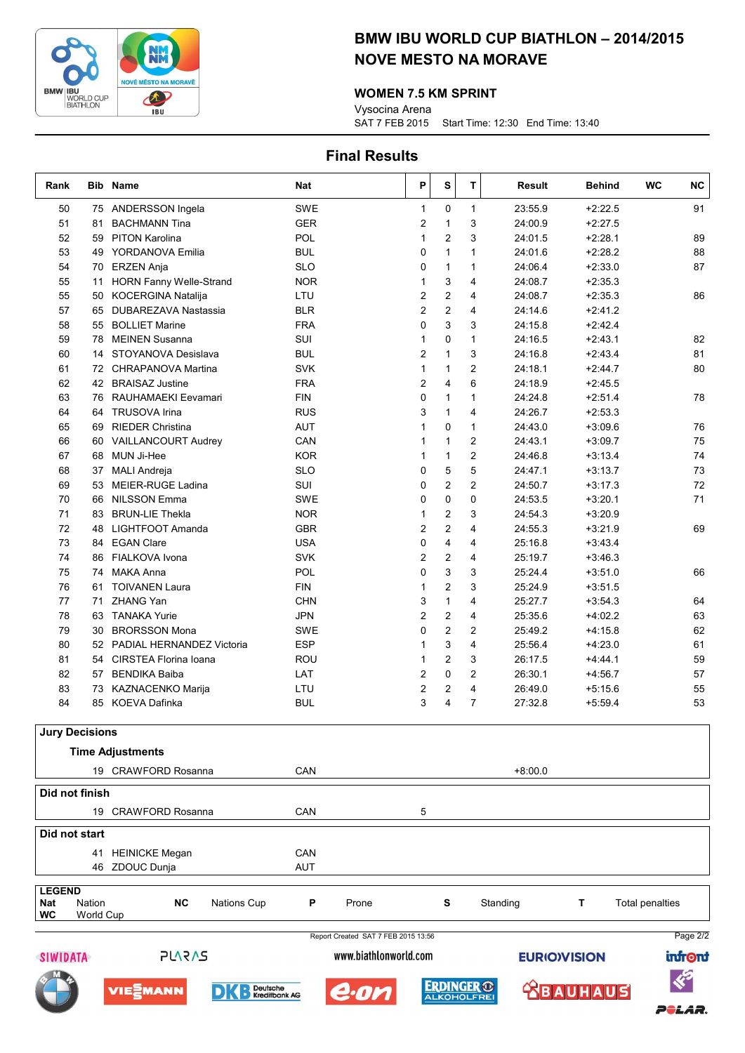# BMW IBU WORLD CUP BIATHLON – 2014/2015
# NOVE MESTO NA MORAVE

### WOMEN 7.5 KM SPRINT

Vysocina Arena
SAT 7 FEB 2015 Start Time: 12:30 End Time: 13:40

## Final Results

| Rank | Bib | Name | Nat | P | S | T | Result | Behind | WC | NC |
|---|---|---|---|---|---|---|---|---|---|---|
| 50 | 75 | ANDERSSON Ingela | SWE | 1 | 0 | 1 | 23:55.9 | +2:22.5 | | 91 |
| 51 | 81 | BACHMANN Tina | GER | 2 | 1 | 3 | 24:00.9 | +2:27.5 | | |
| 52 | 59 | PITON Karolina | POL | 1 | 2 | 3 | 24:01.5 | +2:28.1 | | 89 |
| 53 | 49 | YORDANOVA Emilia | BUL | 0 | 1 | 1 | 24:01.6 | +2:28.2 | | 88 |
| 54 | 70 | ERZEN Anja | SLO | 0 | 1 | 1 | 24:06.4 | +2:33.0 | | 87 |
| 55 | 11 | HORN Fanny Welle-Strand | NOR | 1 | 3 | 4 | 24:08.7 | +2:35.3 | | |
| 55 | 50 | KOCERGINA Natalija | LTU | 2 | 2 | 4 | 24:08.7 | +2:35.3 | | 86 |
| 57 | 65 | DUBAREZAVA Nastassia | BLR | 2 | 2 | 4 | 24:14.6 | +2:41.2 | | |
| 58 | 55 | BOLLIET Marine | FRA | 0 | 3 | 3 | 24:15.8 | +2:42.4 | | |
| 59 | 78 | MEINEN Susanna | SUI | 1 | 0 | 1 | 24:16.5 | +2:43.1 | | 82 |
| 60 | 14 | STOYANOVA Desislava | BUL | 2 | 1 | 3 | 24:16.8 | +2:43.4 | | 81 |
| 61 | 72 | CHRAPANOVA Martina | SVK | 1 | 1 | 2 | 24:18.1 | +2:44.7 | | 80 |
| 62 | 42 | BRAISAZ Justine | FRA | 2 | 4 | 6 | 24:18.9 | +2:45.5 | | |
| 63 | 76 | RAUHAMAEKI Eevamari | FIN | 0 | 1 | 1 | 24:24.8 | +2:51.4 | | 78 |
| 64 | 64 | TRUSOVA Irina | RUS | 3 | 1 | 4 | 24:26.7 | +2:53.3 | | |
| 65 | 69 | RIEDER Christina | AUT | 1 | 0 | 1 | 24:43.0 | +3:09.6 | | 76 |
| 66 | 60 | VAILLANCOURT Audrey | CAN | 1 | 1 | 2 | 24:43.1 | +3:09.7 | | 75 |
| 67 | 68 | MUN Ji-Hee | KOR | 1 | 1 | 2 | 24:46.8 | +3:13.4 | | 74 |
| 68 | 37 | MALI Andreja | SLO | 0 | 5 | 5 | 24:47.1 | +3:13.7 | | 73 |
| 69 | 53 | MEIER-RUGE Ladina | SUI | 0 | 2 | 2 | 24:50.7 | +3:17.3 | | 72 |
| 70 | 66 | NILSSON Emma | SWE | 0 | 0 | 0 | 24:53.5 | +3:20.1 | | 71 |
| 71 | 83 | BRUN-LIE Thekla | NOR | 1 | 2 | 3 | 24:54.3 | +3:20.9 | | |
| 72 | 48 | LIGHTFOOT Amanda | GBR | 2 | 2 | 4 | 24:55.3 | +3:21.9 | | 69 |
| 73 | 84 | EGAN Clare | USA | 0 | 4 | 4 | 25:16.8 | +3:43.4 | | |
| 74 | 86 | FIALKOVA Ivona | SVK | 2 | 2 | 4 | 25:19.7 | +3:46.3 | | |
| 75 | 74 | MAKA Anna | POL | 0 | 3 | 3 | 25:24.4 | +3:51.0 | | 66 |
| 76 | 61 | TOIVANEN Laura | FIN | 1 | 2 | 3 | 25:24.9 | +3:51.5 | | |
| 77 | 71 | ZHANG Yan | CHN | 3 | 1 | 4 | 25:27.7 | +3:54.3 | | 64 |
| 78 | 63 | TANAKA Yurie | JPN | 2 | 2 | 4 | 25:35.6 | +4:02.2 | | 63 |
| 79 | 30 | BRORSSON Mona | SWE | 0 | 2 | 2 | 25:49.2 | +4:15.8 | | 62 |
| 80 | 52 | PADIAL HERNANDEZ Victoria | ESP | 1 | 3 | 4 | 25:56.4 | +4:23.0 | | 61 |
| 81 | 54 | CIRSTEA Florina Ioana | ROU | 1 | 2 | 3 | 26:17.5 | +4:44.1 | | 59 |
| 82 | 57 | BENDIKA Baiba | LAT | 2 | 0 | 2 | 26:30.1 | +4:56.7 | | 57 |
| 83 | 73 | KAZNACENKO Marija | LTU | 2 | 2 | 4 | 26:49.0 | +5:15.6 | | 55 |
| 84 | 85 | KOEVA Dafinka | BUL | 3 | 4 | 7 | 27:32.8 | +5:59.4 | | 53 |

**Jury Decisions**

**Time Adjustments**

| Bib | Name | Nat | Adjustment |
|---|---|---|---|
| 19 | CRAWFORD Rosanna | CAN | +8:00.0 |

**Did not finish**

| Bib | Name | Nat | P |
|---|---|---|---|
| 19 | CRAWFORD Rosanna | CAN | 5 |

**Did not start**

| Bib | Name | Nat |
|---|---|---|
| 41 | HEINICKE Megan | CAN |
| 46 | ZDOUC Dunja | AUT |

**LEGEND**

| | | | | | | | | | |
|---|---|---|---|---|---|---|---|---|---|
| **Nat** | Nation | **NC** | Nations Cup | **P** | Prone | **S** | Standing | **T** | Total penalties |
| **WC** | World Cup | | | | | | | | |

Report Created SAT 7 FEB 2015 13:56

www.biathlonworld.com